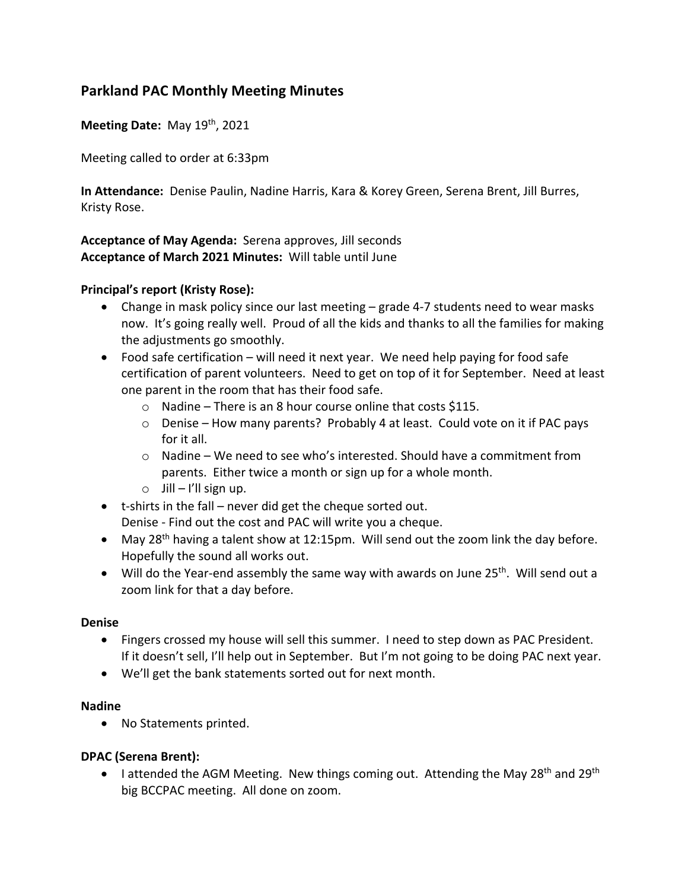## Parkland PAC Monthly Meeting Minutes

**Meeting Date:** May 19th, 2021

Meeting called to order at 6:33pm

**In Attendance:** Denise Paulin, Nadine Harris, Kara & Korey Green, Serena Brent, Jill Burres, Kristy Rose.

**Acceptance of May Agenda:** Serena approves, Jill seconds
**Acceptance of March 2021 Minutes:** Will table until June

### Principal's report (Kristy Rose):

- Change in mask policy since our last meeting – grade 4-7 students need to wear masks now. It's going really well. Proud of all the kids and thanks to all the families for making the adjustments go smoothly.
- Food safe certification – will need it next year. We need help paying for food safe certification of parent volunteers. Need to get on top of it for September. Need at least one parent in the room that has their food safe.
  - Nadine – There is an 8 hour course online that costs $115.
  - Denise – How many parents? Probably 4 at least. Could vote on it if PAC pays for it all.
  - Nadine – We need to see who's interested. Should have a commitment from parents. Either twice a month or sign up for a whole month.
  - Jill – I'll sign up.
- t-shirts in the fall – never did get the cheque sorted out.
  Denise - Find out the cost and PAC will write you a cheque.
- May 28th having a talent show at 12:15pm. Will send out the zoom link the day before. Hopefully the sound all works out.
- Will do the Year-end assembly the same way with awards on June 25th. Will send out a zoom link for that a day before.

### Denise

- Fingers crossed my house will sell this summer. I need to step down as PAC President. If it doesn't sell, I'll help out in September. But I'm not going to be doing PAC next year.
- We'll get the bank statements sorted out for next month.

### Nadine

- No Statements printed.

### DPAC (Serena Brent):

- I attended the AGM Meeting. New things coming out. Attending the May 28th and 29th big BCCPAC meeting. All done on zoom.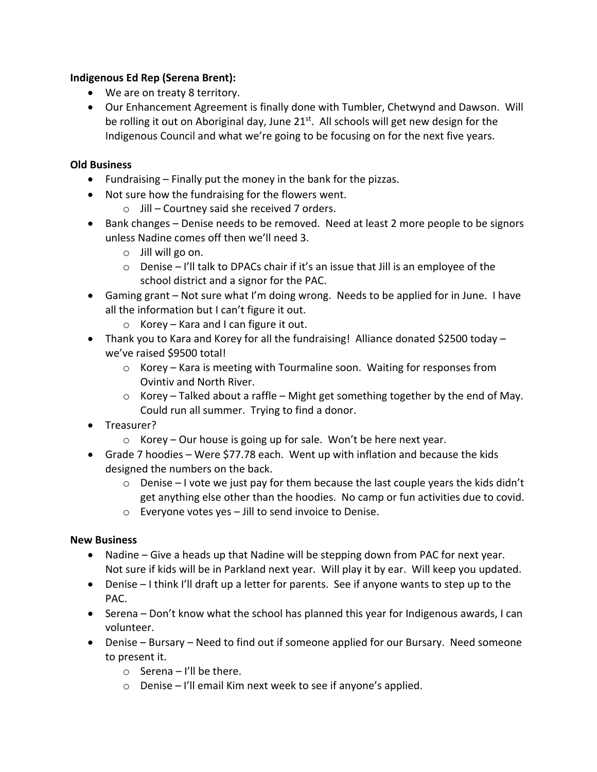**Indigenous Ed Rep (Serena Brent):**

- We are on treaty 8 territory.
- Our Enhancement Agreement is finally done with Tumbler, Chetwynd and Dawson. Will be rolling it out on Aboriginal day, June 21st. All schools will get new design for the Indigenous Council and what we're going to be focusing on for the next five years.

**Old Business**

- Fundraising – Finally put the money in the bank for the pizzas.
- Not sure how the fundraising for the flowers went.
    - Jill – Courtney said she received 7 orders.
- Bank changes – Denise needs to be removed. Need at least 2 more people to be signors unless Nadine comes off then we'll need 3.
    - Jill will go on.
    - Denise – I'll talk to DPACs chair if it's an issue that Jill is an employee of the school district and a signor for the PAC.
- Gaming grant – Not sure what I'm doing wrong. Needs to be applied for in June. I have all the information but I can't figure it out.
    - Korey – Kara and I can figure it out.
- Thank you to Kara and Korey for all the fundraising! Alliance donated $2500 today – we've raised $9500 total!
    - Korey – Kara is meeting with Tourmaline soon. Waiting for responses from Ovintiv and North River.
    - Korey – Talked about a raffle – Might get something together by the end of May. Could run all summer. Trying to find a donor.
- Treasurer?
    - Korey – Our house is going up for sale. Won't be here next year.
- Grade 7 hoodies – Were $77.78 each. Went up with inflation and because the kids designed the numbers on the back.
    - Denise – I vote we just pay for them because the last couple years the kids didn't get anything else other than the hoodies. No camp or fun activities due to covid.
    - Everyone votes yes – Jill to send invoice to Denise.

**New Business**

- Nadine – Give a heads up that Nadine will be stepping down from PAC for next year. Not sure if kids will be in Parkland next year. Will play it by ear. Will keep you updated.
- Denise – I think I'll draft up a letter for parents. See if anyone wants to step up to the PAC.
- Serena – Don't know what the school has planned this year for Indigenous awards, I can volunteer.
- Denise – Bursary – Need to find out if someone applied for our Bursary. Need someone to present it.
    - Serena – I'll be there.
    - Denise – I'll email Kim next week to see if anyone's applied.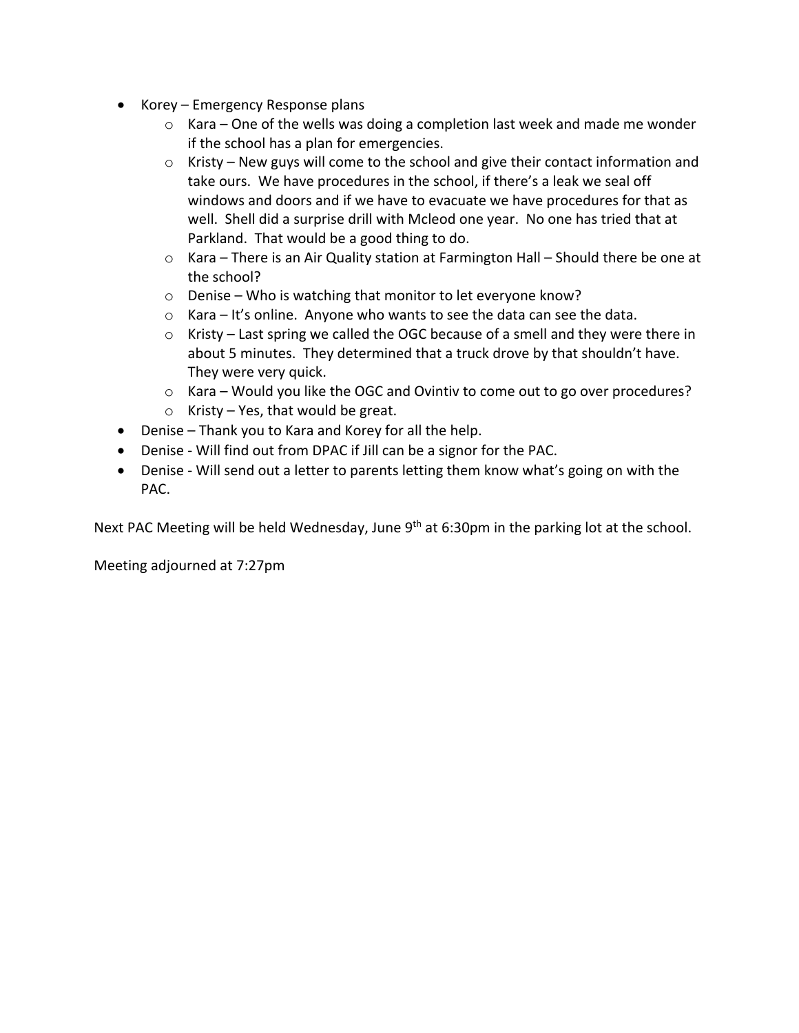- Korey – Emergency Response plans
    - Kara – One of the wells was doing a completion last week and made me wonder if the school has a plan for emergencies.
    - Kristy – New guys will come to the school and give their contact information and take ours. We have procedures in the school, if there's a leak we seal off windows and doors and if we have to evacuate we have procedures for that as well. Shell did a surprise drill with Mcleod one year. No one has tried that at Parkland. That would be a good thing to do.
    - Kara – There is an Air Quality station at Farmington Hall – Should there be one at the school?
    - Denise – Who is watching that monitor to let everyone know?
    - Kara – It's online. Anyone who wants to see the data can see the data.
    - Kristy – Last spring we called the OGC because of a smell and they were there in about 5 minutes. They determined that a truck drove by that shouldn't have. They were very quick.
    - Kara – Would you like the OGC and Ovintiv to come out to go over procedures?
    - Kristy – Yes, that would be great.
- Denise – Thank you to Kara and Korey for all the help.
- Denise - Will find out from DPAC if Jill can be a signor for the PAC.
- Denise - Will send out a letter to parents letting them know what's going on with the PAC.

Next PAC Meeting will be held Wednesday, June 9th at 6:30pm in the parking lot at the school.

Meeting adjourned at 7:27pm